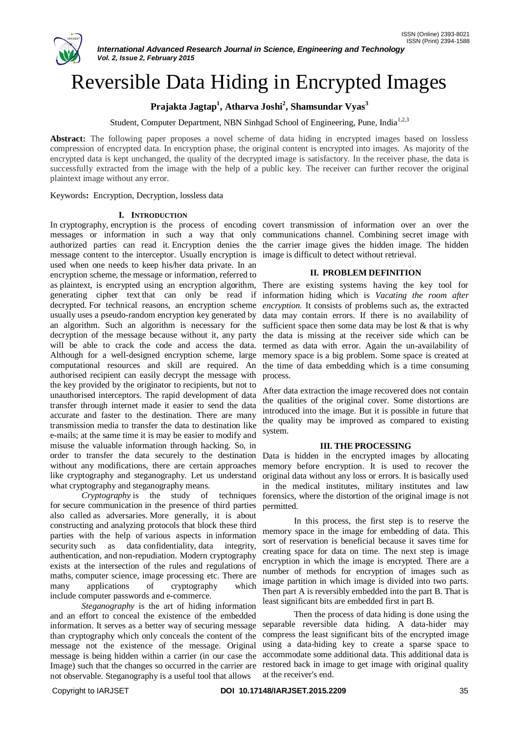# Reversible Data Hiding in Encrypted Images

**Prajakta Jagtap[1], Atharva Joshi[2], Shamsundar Vyas[3]**

Student, Computer Department, NBN Sinhgad School of Engineering, Pune, India[1,2,3]

**Abstract:** The following paper proposes a novel scheme of data hiding in encrypted images based on lossless compression of encrypted data. In encryption phase, the original content is encrypted into images. As majority of the encrypted data is kept unchanged, the quality of the decrypted image is satisfactory. In the receiver phase, the data is successfully extracted from the image with the help of a public key. The receiver can further recover the original plaintext image without any error.

**Keywords:** Encryption, Decryption, lossless data

## I. INTRODUCTION

In cryptography, encryption is the process of encoding messages or information in such a way that only authorized parties can read it. Encryption denies the message content to the interceptor. Usually encryption is used when one needs to keep his/her data private. In an encryption scheme, the message or information, referred to as plaintext, is encrypted using an encryption algorithm, generating cipher text that can only be read if decrypted. For technical reasons, an encryption scheme usually uses a pseudo-random encryption key generated by an algorithm. Such an algorithm is necessary for the decryption of the message because without it, any party will be able to crack the code and access the data. Although for a well-designed encryption scheme, large computational resources and skill are required. An authorised recipient can easily decrypt the message with the key provided by the originator to recipients, but not to unauthorised interceptors. The rapid development of data transfer through internet made it easier to send the data accurate and faster to the destination. There are many transmission media to transfer the data to destination like e-mails; at the same time it is may be easier to modify and misuse the valuable information through hacking. So, in order to transfer the data securely to the destination without any modifications, there are certain approaches like cryptography and steganography. Let us understand what cryptography and steganography means.

*Cryptography* is the study of techniques for secure communication in the presence of third parties also called as adversaries. More generally, it is about constructing and analyzing protocols that block these third parties with the help of various aspects in information security such as data confidentiality, data integrity, authentication, and non-repudiation. Modern cryptography exists at the intersection of the rules and regulations of maths, computer science, image processing etc. There are many applications of cryptography which include computer passwords and e-commerce.

*Steganography* is the art of hiding information and an effort to conceal the existence of the embedded information. It serves as a better way of securing message than cryptography which only conceals the content of the message not the existence of the message. Original message is being hidden within a carrier (in our case the Image) such that the changes so occurred in the carrier are not observable. Steganography is a useful tool that allows covert transmission of information over an over the communications channel. Combining secret image with the carrier image gives the hidden image. The hidden image is difficult to detect without retrieval.

## II. PROBLEM DEFINITION

There are existing systems having the key tool for information hiding which is *Vacating the room after encryption.* It consists of problems such as, the extracted data may contain errors. If there is no availability of sufficient space then some data may be lost & that is why the data is missing at the receiver side which can be termed as data with error. Again the un-availability of memory space is a big problem. Some space is created at the time of data embedding which is a time consuming process.

After data extraction the image recovered does not contain the qualities of the original cover. Some distortions are introduced into the image. But it is possible in future that the quality may be improved as compared to existing system.

## III. THE PROCESSING

Data is hidden in the encrypted images by allocating memory before encryption. It is used to recover the original data without any loss or errors. It is basically used in the medical institutes, military institutes and law forensics, where the distortion of the original image is not permitted.

In this process, the first step is to reserve the memory space in the image for embedding of data. This sort of reservation is beneficial because it saves time for creating space for data on time. The next step is image encryption in which the image is encrypted. There are a number of methods for encryption of images such as image partition in which image is divided into two parts. Then part A is reversibly embedded into the part B. That is least significant bits are embedded first in part B.

Then the process of data hiding is done using the separable reversible data hiding. A data-hider may compress the least significant bits of the encrypted image using a data-hiding key to create a sparse space to accommodate some additional data. This additional data is restored back in image to get image with original quality at the receiver's end.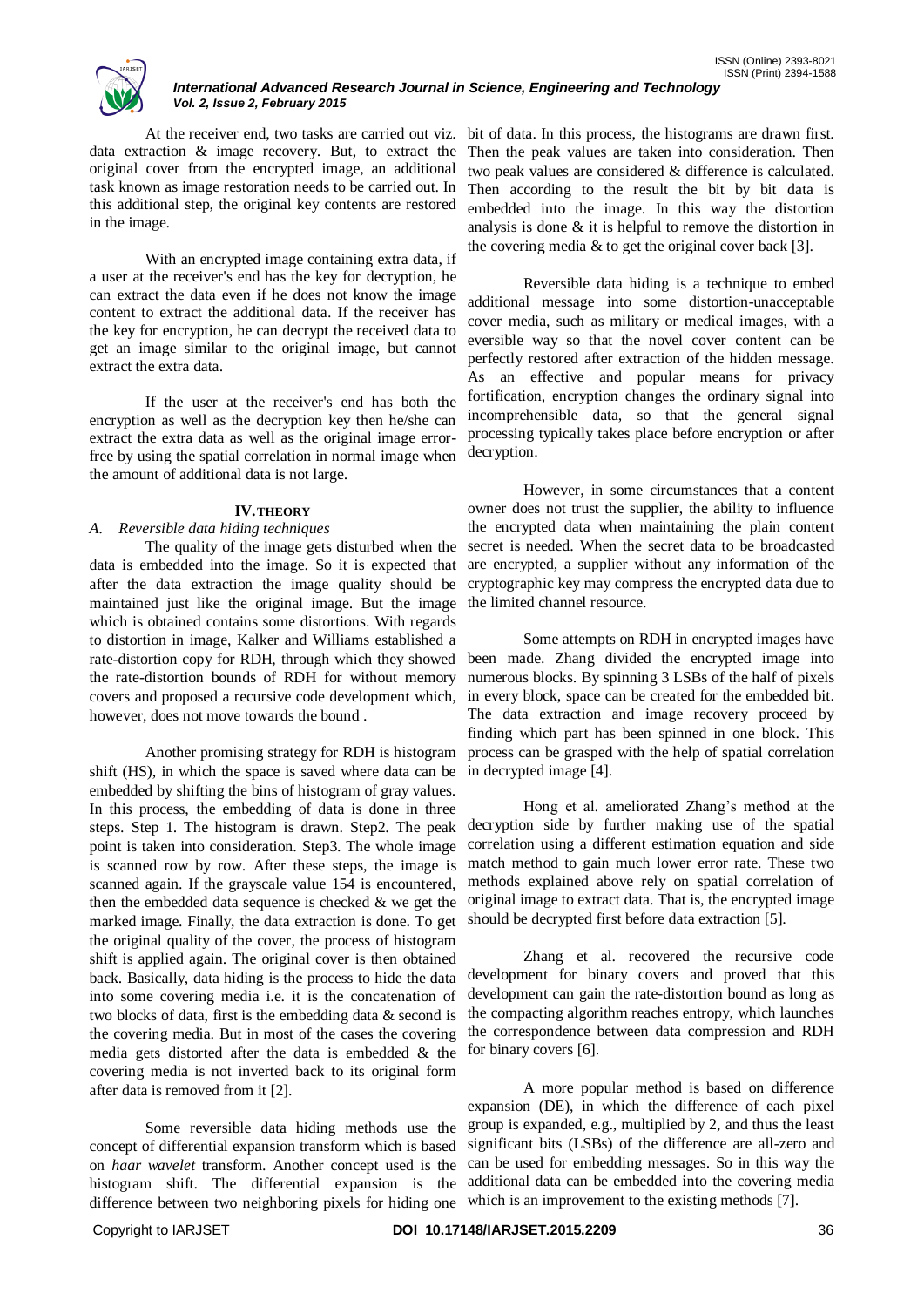At the receiver end, two tasks are carried out viz. data extraction & image recovery. But, to extract the original cover from the encrypted image, an additional task known as image restoration needs to be carried out. In this additional step, the original key contents are restored in the image.

With an encrypted image containing extra data, if a user at the receiver's end has the key for decryption, he can extract the data even if he does not know the image content to extract the additional data. If the receiver has the key for encryption, he can decrypt the received data to get an image similar to the original image, but cannot extract the extra data.

If the user at the receiver's end has both the encryption as well as the decryption key then he/she can extract the extra data as well as the original image error-free by using the spatial correlation in normal image when the amount of additional data is not large.

## IV. THEORY

### *A. Reversible data hiding techniques*

The quality of the image gets disturbed when the data is embedded into the image. So it is expected that after the data extraction the image quality should be maintained just like the original image. But the image which is obtained contains some distortions. With regards to distortion in image, Kalker and Williams established a rate-distortion copy for RDH, through which they showed the rate-distortion bounds of RDH for without memory covers and proposed a recursive code development which, however, does not move towards the bound .

Another promising strategy for RDH is histogram shift (HS), in which the space is saved where data can be embedded by shifting the bins of histogram of gray values. In this process, the embedding of data is done in three steps. Step 1. The histogram is drawn. Step2. The peak point is taken into consideration. Step3. The whole image is scanned row by row. After these steps, the image is scanned again. If the grayscale value 154 is encountered, then the embedded data sequence is checked & we get the marked image. Finally, the data extraction is done. To get the original quality of the cover, the process of histogram shift is applied again. The original cover is then obtained back. Basically, data hiding is the process to hide the data into some covering media i.e. it is the concatenation of two blocks of data, first is the embedding data & second is the covering media. But in most of the cases the covering media gets distorted after the data is embedded & the covering media is not inverted back to its original form after data is removed from it [2].

Some reversible data hiding methods use the concept of differential expansion transform which is based on *haar wavelet* transform. Another concept used is the histogram shift. The differential expansion is the difference between two neighboring pixels for hiding one bit of data. In this process, the histograms are drawn first. Then the peak values are taken into consideration. Then two peak values are considered & difference is calculated. Then according to the result the bit by bit data is embedded into the image. In this way the distortion analysis is done & it is helpful to remove the distortion in the covering media & to get the original cover back [3].

Reversible data hiding is a technique to embed additional message into some distortion-unacceptable cover media, such as military or medical images, with a eversible way so that the novel cover content can be perfectly restored after extraction of the hidden message. As an effective and popular means for privacy fortification, encryption changes the ordinary signal into incomprehensible data, so that the general signal processing typically takes place before encryption or after decryption.

However, in some circumstances that a content owner does not trust the supplier, the ability to influence the encrypted data when maintaining the plain content secret is needed. When the secret data to be broadcasted are encrypted, a supplier without any information of the cryptographic key may compress the encrypted data due to the limited channel resource.

Some attempts on RDH in encrypted images have been made. Zhang divided the encrypted image into numerous blocks. By spinning 3 LSBs of the half of pixels in every block, space can be created for the embedded bit. The data extraction and image recovery proceed by finding which part has been spinned in one block. This process can be grasped with the help of spatial correlation in decrypted image [4].

Hong et al. ameliorated Zhang's method at the decryption side by further making use of the spatial correlation using a different estimation equation and side match method to gain much lower error rate. These two methods explained above rely on spatial correlation of original image to extract data. That is, the encrypted image should be decrypted first before data extraction [5].

Zhang et al. recovered the recursive code development for binary covers and proved that this development can gain the rate-distortion bound as long as the compacting algorithm reaches entropy, which launches the correspondence between data compression and RDH for binary covers [6].

A more popular method is based on difference expansion (DE), in which the difference of each pixel group is expanded, e.g., multiplied by 2, and thus the least significant bits (LSBs) of the difference are all-zero and can be used for embedding messages. So in this way the additional data can be embedded into the covering media which is an improvement to the existing methods [7].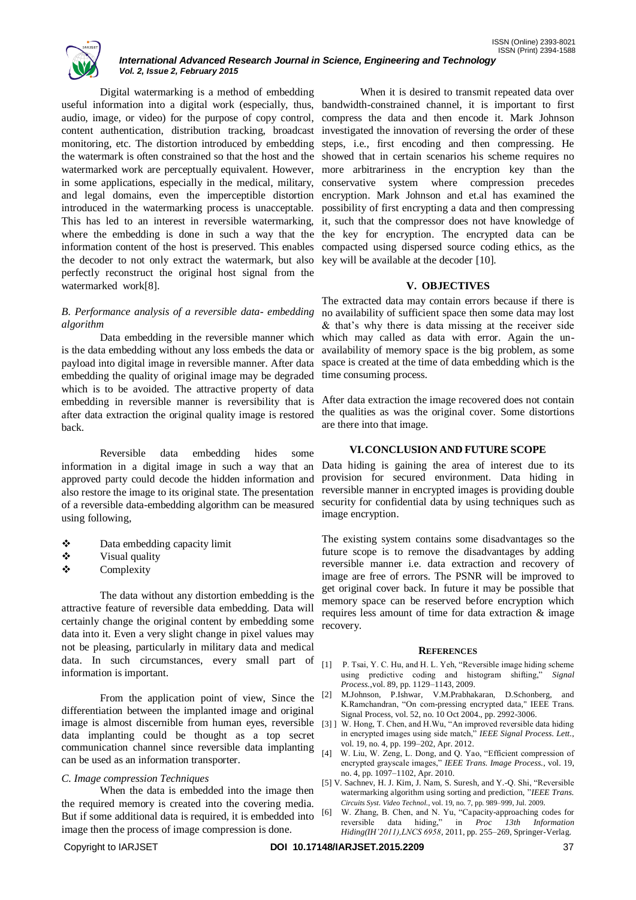Digital watermarking is a method of embedding useful information into a digital work (especially, thus, audio, image, or video) for the purpose of copy control, content authentication, distribution tracking, broadcast monitoring, etc. The distortion introduced by embedding the watermark is often constrained so that the host and the watermarked work are perceptually equivalent. However, in some applications, especially in the medical, military, and legal domains, even the imperceptible distortion introduced in the watermarking process is unacceptable. This has led to an interest in reversible watermarking, where the embedding is done in such a way that the information content of the host is preserved. This enables the decoder to not only extract the watermark, but also perfectly reconstruct the original host signal from the watermarked work[8].

### *B. Performance analysis of a reversible data- embedding algorithm*

Data embedding in the reversible manner which is the data embedding without any loss embeds the data or payload into digital image in reversible manner. After data embedding the quality of original image may be degraded which is to be avoided. The attractive property of data embedding in reversible manner is reversibility that is after data extraction the original quality image is restored back.

Reversible data embedding hides some information in a digital image in such a way that an approved party could decode the hidden information and also restore the image to its original state. The presentation of a reversible data-embedding algorithm can be measured using following,

- Data embedding capacity limit
- Visual quality
- Complexity

The data without any distortion embedding is the attractive feature of reversible data embedding. Data will certainly change the original content by embedding some data into it. Even a very slight change in pixel values may not be pleasing, particularly in military data and medical data. In such circumstances, every small part of information is important.

From the application point of view, Since the differentiation between the implanted image and original image is almost discernible from human eyes, reversible data implanting could be thought as a top secret communication channel since reversible data implanting can be used as an information transporter.

### *C. Image compression Techniques*

When the data is embedded into the image then the required memory is created into the covering media. But if some additional data is required, it is embedded into image then the process of image compression is done.

When it is desired to transmit repeated data over bandwidth-constrained channel, it is important to first compress the data and then encode it. Mark Johnson investigated the innovation of reversing the order of these steps, i.e., first encoding and then compressing. He showed that in certain scenarios his scheme requires no more arbitrariness in the encryption key than the conservative system where compression precedes encryption. Mark Johnson and et.al has examined the possibility of first encrypting a data and then compressing it, such that the compressor does not have knowledge of the key for encryption. The encrypted data can be compacted using dispersed source coding ethics, as the key will be available at the decoder [10].

## V. OBJECTIVES

The extracted data may contain errors because if there is no availability of sufficient space then some data may lost & that's why there is data missing at the receiver side which may called as data with error. Again the un-availability of memory space is the big problem, as some space is created at the time of data embedding which is the time consuming process.

After data extraction the image recovered does not contain the qualities as was the original cover. Some distortions are there into that image.

## VI. CONCLUSION AND FUTURE SCOPE

Data hiding is gaining the area of interest due to its provision for secured environment. Data hiding in reversible manner in encrypted images is providing double security for confidential data by using techniques such as image encryption.

The existing system contains some disadvantages so the future scope is to remove the disadvantages by adding reversible manner i.e. data extraction and recovery of image are free of errors. The PSNR will be improved to get original cover back. In future it may be possible that memory space can be reserved before encryption which requires less amount of time for data extraction & image recovery.

## REFERENCES

[1] P. Tsai, Y. C. Hu, and H. L. Yeh, "Reversible image hiding scheme using predictive coding and histogram shifting," *Signal Process.*,vol. 89, pp. 1129–1143, 2009.

[2] M.Johnson, P.Ishwar, V.M.Prabhakaran, D.Schonberg, and K.Ramchandran, "On com-pressing encrypted data," IEEE Trans. Signal Process, vol. 52, no. 10 Oct 2004., pp. 2992-3006.

[3] ] W. Hong, T. Chen, and H.Wu, "An improved reversible data hiding in encrypted images using side match," *IEEE Signal Process. Lett.*, vol. 19, no. 4, pp. 199–202, Apr. 2012.

[4] W. Liu, W. Zeng, L. Dong, and Q. Yao, "Efficient compression of encrypted grayscale images," *IEEE Trans. Image Process.*, vol. 19, no. 4, pp. 1097–1102, Apr. 2010.

[5] V. Sachnev, H. J. Kim, J. Nam, S. Suresh, and Y.-Q. Shi, "Reversible watermarking algorithm using sorting and prediction, "*IEEE Trans. Circuits Syst. Video Technol.*, vol. 19, no. 7, pp. 989–999, Jul. 2009.

[6] W. Zhang, B. Chen, and N. Yu, "Capacity-approaching codes for reversible data hiding," in *Proc 13th Information Hiding(IH'2011),LNCS 6958*, 2011, pp. 255–269, Springer-Verlag.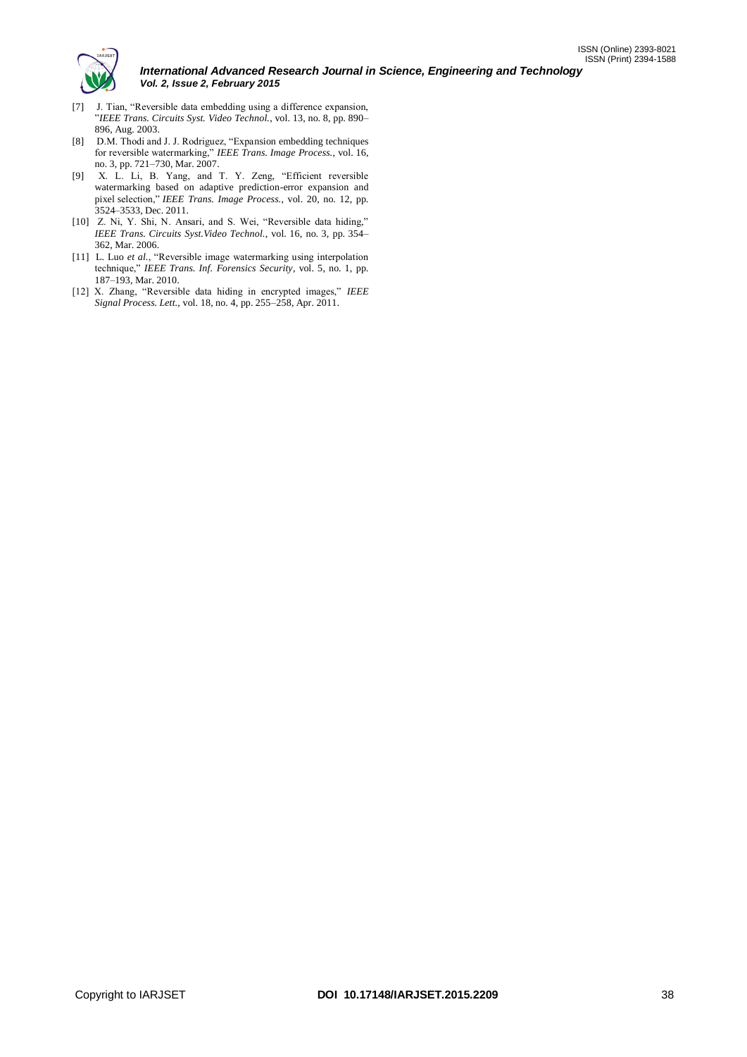[7] J. Tian, "Reversible data embedding using a difference expansion, "*IEEE Trans. Circuits Syst. Video Technol.*, vol. 13, no. 8, pp. 890–896, Aug. 2003.

[8] D.M. Thodi and J. J. Rodriguez, "Expansion embedding techniques for reversible watermarking," *IEEE Trans. Image Process.*, vol. 16, no. 3, pp. 721–730, Mar. 2007.

[9] X. L. Li, B. Yang, and T. Y. Zeng, "Efficient reversible watermarking based on adaptive prediction-error expansion and pixel selection," *IEEE Trans. Image Process.*, vol. 20, no. 12, pp. 3524–3533, Dec. 2011.

[10] Z. Ni, Y. Shi, N. Ansari, and S. Wei, "Reversible data hiding," *IEEE Trans. Circuits Syst.Video Technol.*, vol. 16, no. 3, pp. 354–362, Mar. 2006.

[11] L. Luo *et al.*, "Reversible image watermarking using interpolation technique," *IEEE Trans. Inf. Forensics Security*, vol. 5, no. 1, pp. 187–193, Mar. 2010.

[12] X. Zhang, "Reversible data hiding in encrypted images," *IEEE Signal Process. Lett.*, vol. 18, no. 4, pp. 255–258, Apr. 2011.